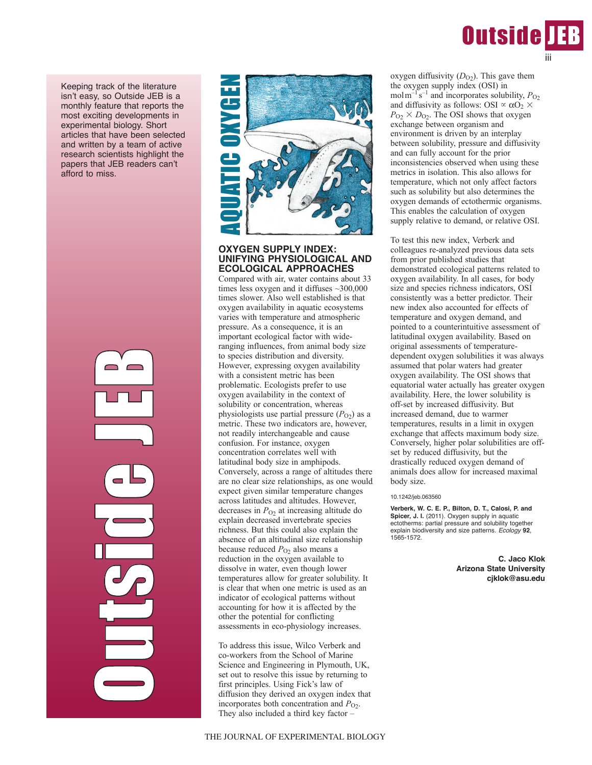Keeping track of the literature isn't easy, so Outside JEB is a monthly feature that reports the most exciting developments in experimental biology. Short articles that have been selected and written by a team of active research scientists highlight the papers that JEB readers can't afford to miss.

# AQUATIC OXYGEN

## OXYGEN SUPPLY INDEX: UNIFYING PHYSIOLOGICAL AND ECOLOGICAL APPROACHES

Compared with air, water contains about 33 times less oxygen and it diffuses ~300,000 times slower. Also well established is that oxygen availability in aquatic ecosystems varies with temperature and atmospheric pressure. As a consequence, it is an important ecological factor with wide-ranging influences, from animal body size to species distribution and diversity. However, expressing oxygen availability with a consistent metric has been problematic. Ecologists prefer to use oxygen availability in the context of solubility or concentration, whereas physiologists use partial pressure ($P_{O_2}$) as a metric. These two indicators are, however, not readily interchangeable and cause confusion. For instance, oxygen concentration correlates well with latitudinal body size in amphipods. Conversely, across a range of altitudes there are no clear size relationships, as one would expect given similar temperature changes across latitudes and altitudes. However, decreases in $P_{O_2}$ at increasing altitude do explain decreased invertebrate species richness. But this could also explain the absence of an altitudinal size relationship because reduced $P_{O_2}$ also means a reduction in the oxygen available to dissolve in water, even though lower temperatures allow for greater solubility. It is clear that when one metric is used as an indicator of ecological patterns without accounting for how it is affected by the other the potential for conflicting assessments in eco-physiology increases.

To address this issue, Wilco Verberk and co-workers from the School of Marine Science and Engineering in Plymouth, UK, set out to resolve this issue by returning to first principles. Using Fick's law of diffusion they derived an oxygen index that incorporates both concentration and $P_{O_2}$. They also included a third key factor – oxygen diffusivity ($D_{O_2}$). This gave them the oxygen supply index (OSI) in $\mathrm{mol\,m^{-1}\,s^{-1}}$ and incorporates solubility, $P_{O_2}$ and diffusivity as follows: OSI $\propto \alpha O_2 \times P_{O_2} \times D_{O_2}$. The OSI shows that oxygen exchange between organism and environment is driven by an interplay between solubility, pressure and diffusivity and can fully account for the prior inconsistencies observed when using these metrics in isolation. This also allows for temperature, which not only affect factors such as solubility but also determines the oxygen demands of ectothermic organisms. This enables the calculation of oxygen supply relative to demand, or relative OSI.

To test this new index, Verberk and colleagues re-analyzed previous data sets from prior published studies that demonstrated ecological patterns related to oxygen availability. In all cases, for body size and species richness indicators, OSI consistently was a better predictor. Their new index also accounted for effects of temperature and oxygen demand, and pointed to a counterintuitive assessment of latitudinal oxygen availability. Based on original assessments of temperature-dependent oxygen solubilities it was always assumed that polar waters had greater oxygen availability. The OSI shows that equatorial water actually has greater oxygen availability. Here, the lower solubility is off-set by increased diffusivity. But increased demand, due to warmer temperatures, results in a limit in oxygen exchange that affects maximum body size. Conversely, higher polar solubilities are off-set by reduced diffusivity, but the drastically reduced oxygen demand of animals does allow for increased maximal body size.

10.1242/jeb.063560

**Verberk, W. C. E. P., Bilton, D. T., Calosi, P. and Spicer, J. I.** (2011). Oxygen supply in aquatic ectotherms: partial pressure and solubility together explain biodiversity and size patterns. *Ecology* **92**, 1565-1572.

**C. Jaco Klok**
**Arizona State University**
**cjklok@asu.edu**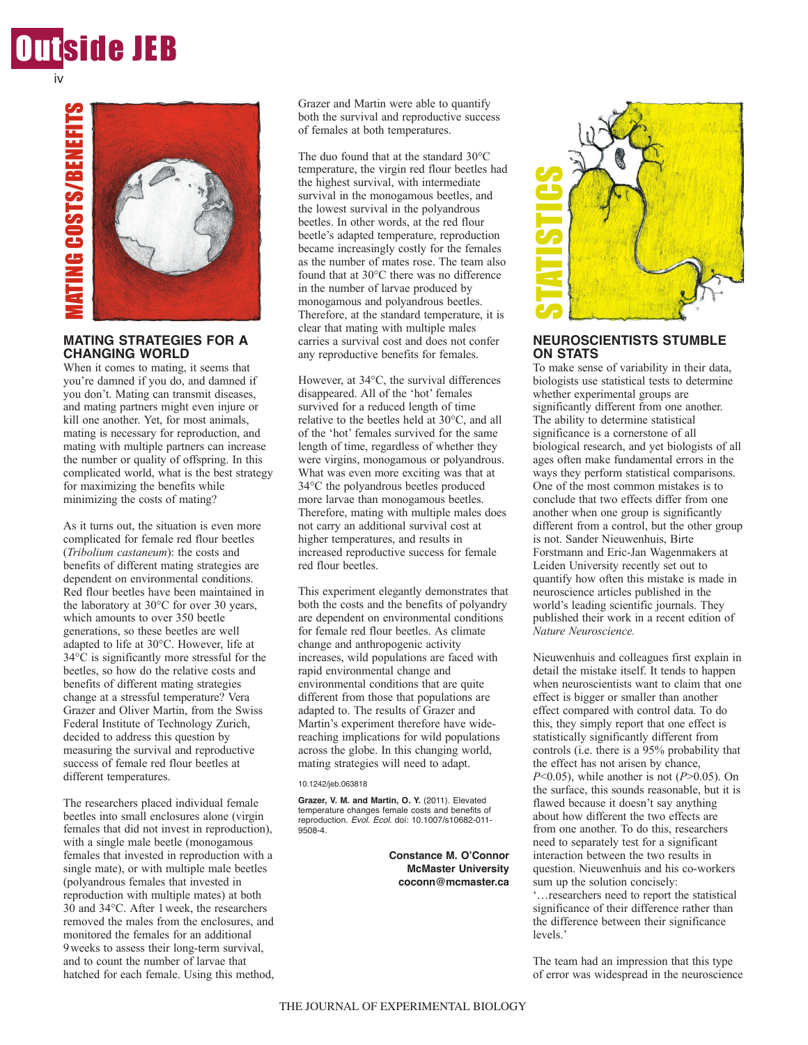## MATING STRATEGIES FOR A CHANGING WORLD

When it comes to mating, it seems that you're damned if you do, and damned if you don't. Mating can transmit diseases, and mating partners might even injure or kill one another. Yet, for most animals, mating is necessary for reproduction, and mating with multiple partners can increase the number or quality of offspring. In this complicated world, what is the best strategy for maximizing the benefits while minimizing the costs of mating?

As it turns out, the situation is even more complicated for female red flour beetles (*Tribolium castaneum*): the costs and benefits of different mating strategies are dependent on environmental conditions. Red flour beetles have been maintained in the laboratory at 30°C for over 30 years, which amounts to over 350 beetle generations, so these beetles are well adapted to life at 30°C. However, life at 34°C is significantly more stressful for the beetles, so how do the relative costs and benefits of different mating strategies change at a stressful temperature? Vera Grazer and Oliver Martin, from the Swiss Federal Institute of Technology Zurich, decided to address this question by measuring the survival and reproductive success of female red flour beetles at different temperatures.

The researchers placed individual female beetles into small enclosures alone (virgin females that did not invest in reproduction), with a single male beetle (monogamous females that invested in reproduction with a single mate), or with multiple male beetles (polyandrous females that invested in reproduction with multiple mates) at both 30 and 34°C. After 1 week, the researchers removed the males from the enclosures, and monitored the females for an additional 9 weeks to assess their long-term survival, and to count the number of larvae that hatched for each female. Using this method, Grazer and Martin were able to quantify both the survival and reproductive success of females at both temperatures.

The duo found that at the standard 30°C temperature, the virgin red flour beetles had the highest survival, with intermediate survival in the monogamous beetles, and the lowest survival in the polyandrous beetles. In other words, at the red flour beetle's adapted temperature, reproduction became increasingly costly for the females as the number of mates rose. The team also found that at 30°C there was no difference in the number of larvae produced by monogamous and polyandrous beetles. Therefore, at the standard temperature, it is clear that mating with multiple males carries a survival cost and does not confer any reproductive benefits for females.

However, at 34°C, the survival differences disappeared. All of the 'hot' females survived for a reduced length of time relative to the beetles held at 30°C, and all of the 'hot' females survived for the same length of time, regardless of whether they were virgins, monogamous or polyandrous. What was even more exciting was that at 34°C the polyandrous beetles produced more larvae than monogamous beetles. Therefore, mating with multiple males does not carry an additional survival cost at higher temperatures, and results in increased reproductive success for female red flour beetles.

This experiment elegantly demonstrates that both the costs and the benefits of polyandry are dependent on environmental conditions for female red flour beetles. As climate change and anthropogenic activity increases, wild populations are faced with rapid environmental change and environmental conditions that are quite different from those that populations are adapted to. The results of Grazer and Martin's experiment have wide-reaching implications for wild populations across the globe. In this changing world, mating strategies will need to adapt.

10.1242/jeb.063818

**Grazer, V. M. and Martin, O. Y.** (2011). Elevated temperature changes female costs and benefits of reproduction. *Evol. Ecol.* doi: 10.1007/s10682-011-9508-4.

**Constance M. O'Connor**
**McMaster University**
**coconn@mcmaster.ca**

## NEUROSCIENTISTS STUMBLE ON STATS

To make sense of variability in their data, biologists use statistical tests to determine whether experimental groups are significantly different from one another. The ability to determine statistical significance is a cornerstone of all biological research, and yet biologists of all ages often make fundamental errors in the ways they perform statistical comparisons. One of the most common mistakes is to conclude that two effects differ from one another when one group is significantly different from a control, but the other group is not. Sander Nieuwenhuis, Birte Forstmann and Eric-Jan Wagenmakers at Leiden University recently set out to quantify how often this mistake is made in neuroscience articles published in the world's leading scientific journals. They published their work in a recent edition of *Nature Neuroscience.*

Nieuwenhuis and colleagues first explain in detail the mistake itself. It tends to happen when neuroscientists want to claim that one effect is bigger or smaller than another effect compared with control data. To do this, they simply report that one effect is statistically significantly different from controls (i.e. there is a 95% probability that the effect has not arisen by chance, $P<0.05$), while another is not ($P>0.05$). On the surface, this sounds reasonable, but it is flawed because it doesn't say anything about how different the two effects are from one another. To do this, researchers need to separately test for a significant interaction between the two results in question. Nieuwenhuis and his co-workers sum up the solution concisely: '…researchers need to report the statistical significance of their difference rather than the difference between their significance levels.'

The team had an impression that this type of error was widespread in the neuroscience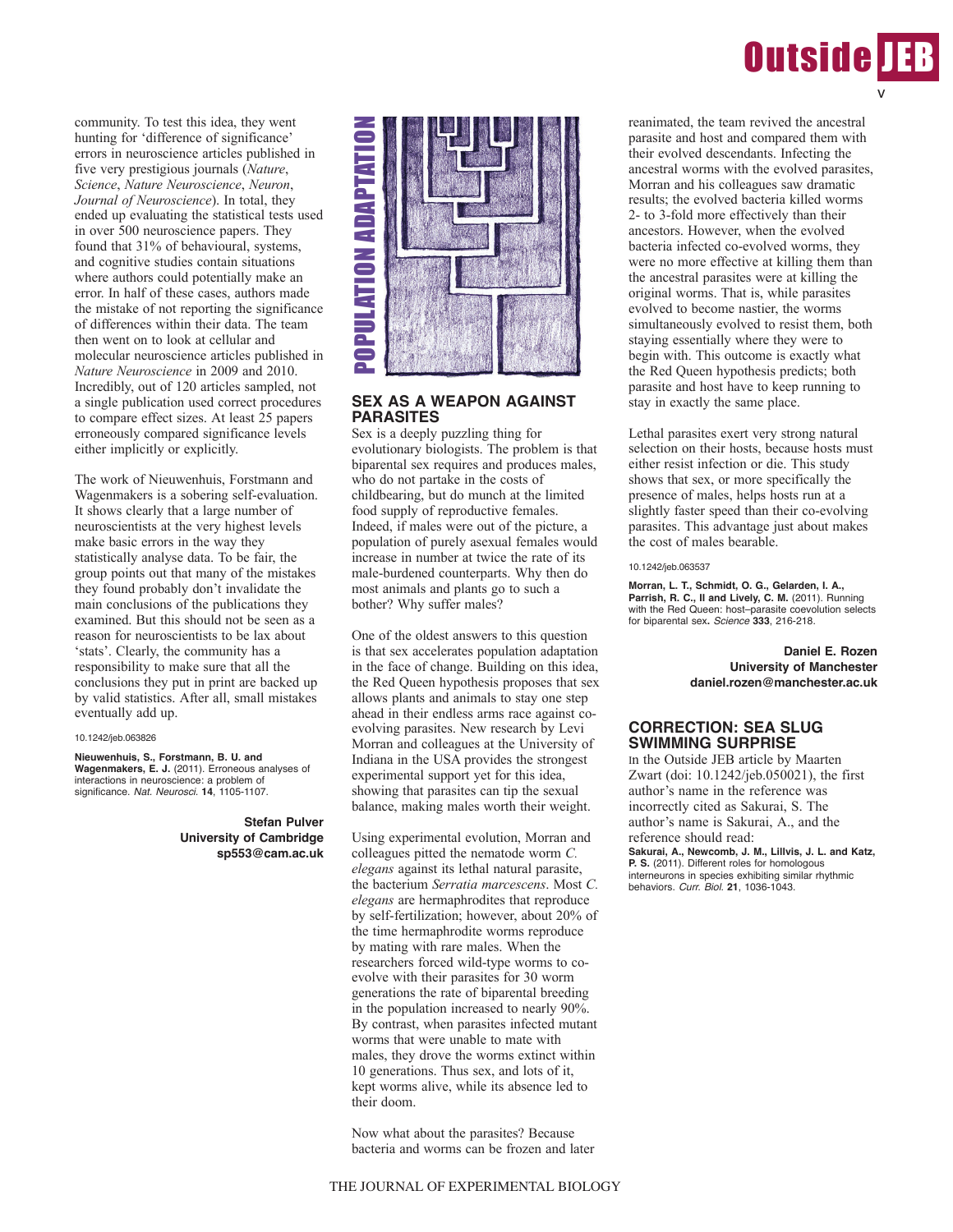community. To test this idea, they went hunting for 'difference of significance' errors in neuroscience articles published in five very prestigious journals (*Nature*, *Science*, *Nature Neuroscience*, *Neuron*, *Journal of Neuroscience*). In total, they ended up evaluating the statistical tests used in over 500 neuroscience papers. They found that 31% of behavioural, systems, and cognitive studies contain situations where authors could potentially make an error. In half of these cases, authors made the mistake of not reporting the significance of differences within their data. The team then went on to look at cellular and molecular neuroscience articles published in *Nature Neuroscience* in 2009 and 2010. Incredibly, out of 120 articles sampled, not a single publication used correct procedures to compare effect sizes. At least 25 papers erroneously compared significance levels either implicitly or explicitly.

The work of Nieuwenhuis, Forstmann and Wagenmakers is a sobering self-evaluation. It shows clearly that a large number of neuroscientists at the very highest levels make basic errors in the way they statistically analyse data. To be fair, the group points out that many of the mistakes they found probably don't invalidate the main conclusions of the publications they examined. But this should not be seen as a reason for neuroscientists to be lax about 'stats'. Clearly, the community has a responsibility to make sure that all the conclusions they put in print are backed up by valid statistics. After all, small mistakes eventually add up.

10.1242/jeb.063826

**Nieuwenhuis, S., Forstmann, B. U. and Wagenmakers, E. J.** (2011). Erroneous analyses of interactions in neuroscience: a problem of significance. *Nat. Neurosci.* **14**, 1105-1107.

**Stefan Pulver**
**University of Cambridge**
**sp553@cam.ac.uk**

## POPULATION ADAPTATION

### SEX AS A WEAPON AGAINST PARASITES

Sex is a deeply puzzling thing for evolutionary biologists. The problem is that biparental sex requires and produces males, who do not partake in the costs of childbearing, but do munch at the limited food supply of reproductive females. Indeed, if males were out of the picture, a population of purely asexual females would increase in number at twice the rate of its male-burdened counterparts. Why then do most animals and plants go to such a bother? Why suffer males?

One of the oldest answers to this question is that sex accelerates population adaptation in the face of change. Building on this idea, the Red Queen hypothesis proposes that sex allows plants and animals to stay one step ahead in their endless arms race against co-evolving parasites. New research by Levi Morran and colleagues at the University of Indiana in the USA provides the strongest experimental support yet for this idea, showing that parasites can tip the sexual balance, making males worth their weight.

Using experimental evolution, Morran and colleagues pitted the nematode worm *C. elegans* against its lethal natural parasite, the bacterium *Serratia marcescens*. Most *C. elegans* are hermaphrodites that reproduce by self-fertilization; however, about 20% of the time hermaphrodite worms reproduce by mating with rare males. When the researchers forced wild-type worms to co-evolve with their parasites for 30 worm generations the rate of biparental breeding in the population increased to nearly 90%. By contrast, when parasites infected mutant worms that were unable to mate with males, they drove the worms extinct within 10 generations. Thus sex, and lots of it, kept worms alive, while its absence led to their doom.

Now what about the parasites? Because bacteria and worms can be frozen and later reanimated, the team revived the ancestral parasite and host and compared them with their evolved descendants. Infecting the ancestral worms with the evolved parasites, Morran and his colleagues saw dramatic results; the evolved bacteria killed worms 2- to 3-fold more effectively than their ancestors. However, when the evolved bacteria infected co-evolved worms, they were no more effective at killing them than the ancestral parasites were at killing the original worms. That is, while parasites evolved to become nastier, the worms simultaneously evolved to resist them, both staying essentially where they were to begin with. This outcome is exactly what the Red Queen hypothesis predicts; both parasite and host have to keep running to stay in exactly the same place.

Lethal parasites exert very strong natural selection on their hosts, because hosts must either resist infection or die. This study shows that sex, or more specifically the presence of males, helps hosts run at a slightly faster speed than their co-evolving parasites. This advantage just about makes the cost of males bearable.

10.1242/jeb.063537

**Morran, L. T., Schmidt, O. G., Gelarden, I. A., Parrish, R. C., II and Lively, C. M.** (2011). Running with the Red Queen: host–parasite coevolution selects for biparental sex. *Science* **333**, 216-218.

**Daniel E. Rozen**
**University of Manchester**
**daniel.rozen@manchester.ac.uk**

### CORRECTION: SEA SLUG SWIMMING SURPRISE

In the Outside JEB article by Maarten Zwart (doi: 10.1242/jeb.050021), the first author's name in the reference was incorrectly cited as Sakurai, S. The author's name is Sakurai, A., and the reference should read:

**Sakurai, A., Newcomb, J. M., Lillvis, J. L. and Katz, P. S.** (2011). Different roles for homologous interneurons in species exhibiting similar rhythmic behaviors. *Curr. Biol.* **21**, 1036-1043.